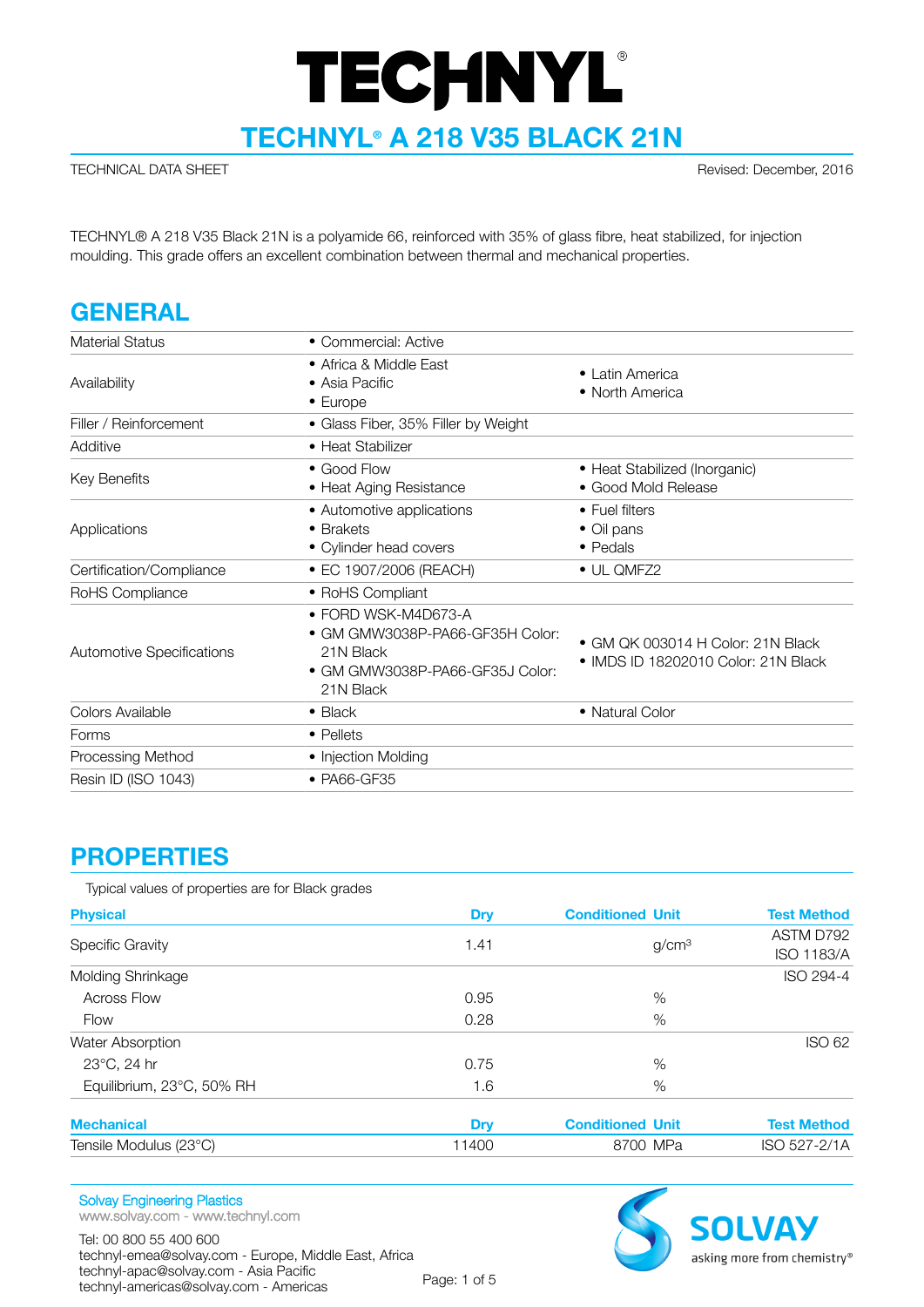# TECHNYL® A 218 V35 BLACK 21N

TECHNICAL DATA SHEET

Revised: December, 2016

TECHNYL® A 218 V35 Black 21N is a polyamide 66, reinforced with 35% of glass fibre, heat stabilized, for injection moulding. This grade offers an excellent combination between thermal and mechanical properties.

## GENERAL

| | | |
|---|---|---|
| Material Status | • Commercial: Active | |
| Availability | • Africa & Middle East<br>• Asia Pacific<br>• Europe | • Latin America<br>• North America |
| Filler / Reinforcement | • Glass Fiber, 35% Filler by Weight | |
| Additive | • Heat Stabilizer | |
| Key Benefits | • Good Flow<br>• Heat Aging Resistance | • Heat Stabilized (Inorganic)<br>• Good Mold Release |
| Applications | • Automotive applications<br>• Brakets<br>• Cylinder head covers | • Fuel filters<br>• Oil pans<br>• Pedals |
| Certification/Compliance | • EC 1907/2006 (REACH) | • UL QMFZ2 |
| RoHS Compliance | • RoHS Compliant | |
| Automotive Specifications | • FORD WSK-M4D673-A<br>• GM GMW3038P-PA66-GF35H Color: 21N Black<br>• GM GMW3038P-PA66-GF35J Color: 21N Black | • GM QK 003014 H Color: 21N Black<br>• IMDS ID 18202010 Color: 21N Black |
| Colors Available | • Black | • Natural Color |
| Forms | • Pellets | |
| Processing Method | • Injection Molding | |
| Resin ID (ISO 1043) | • PA66-GF35 | |

## PROPERTIES

Typical values of properties are for Black grades

| Physical | Dry | Conditioned | Unit | Test Method |
|---|---|---|---|---|
| Specific Gravity | 1.41 | | g/cm³ | ASTM D792<br>ISO 1183/A |
| Molding Shrinkage | | | | ISO 294-4 |
| Across Flow | 0.95 | | % | |
| Flow | 0.28 | | % | |
| Water Absorption | | | | ISO 62 |
| 23°C, 24 hr | 0.75 | | % | |
| Equilibrium, 23°C, 50% RH | 1.6 | | % | |

| Mechanical | Dry | Conditioned | Unit | Test Method |
|---|---|---|---|---|
| Tensile Modulus (23°C) | 11400 | 8700 | MPa | ISO 527-2/1A |

Solvay Engineering Plastics
www.solvay.com - www.technyl.com

Tel: 00 800 55 400 600
technyl-emea@solvay.com - Europe, Middle East, Africa
technyl-apac@solvay.com - Asia Pacific
technyl-americas@solvay.com - Americas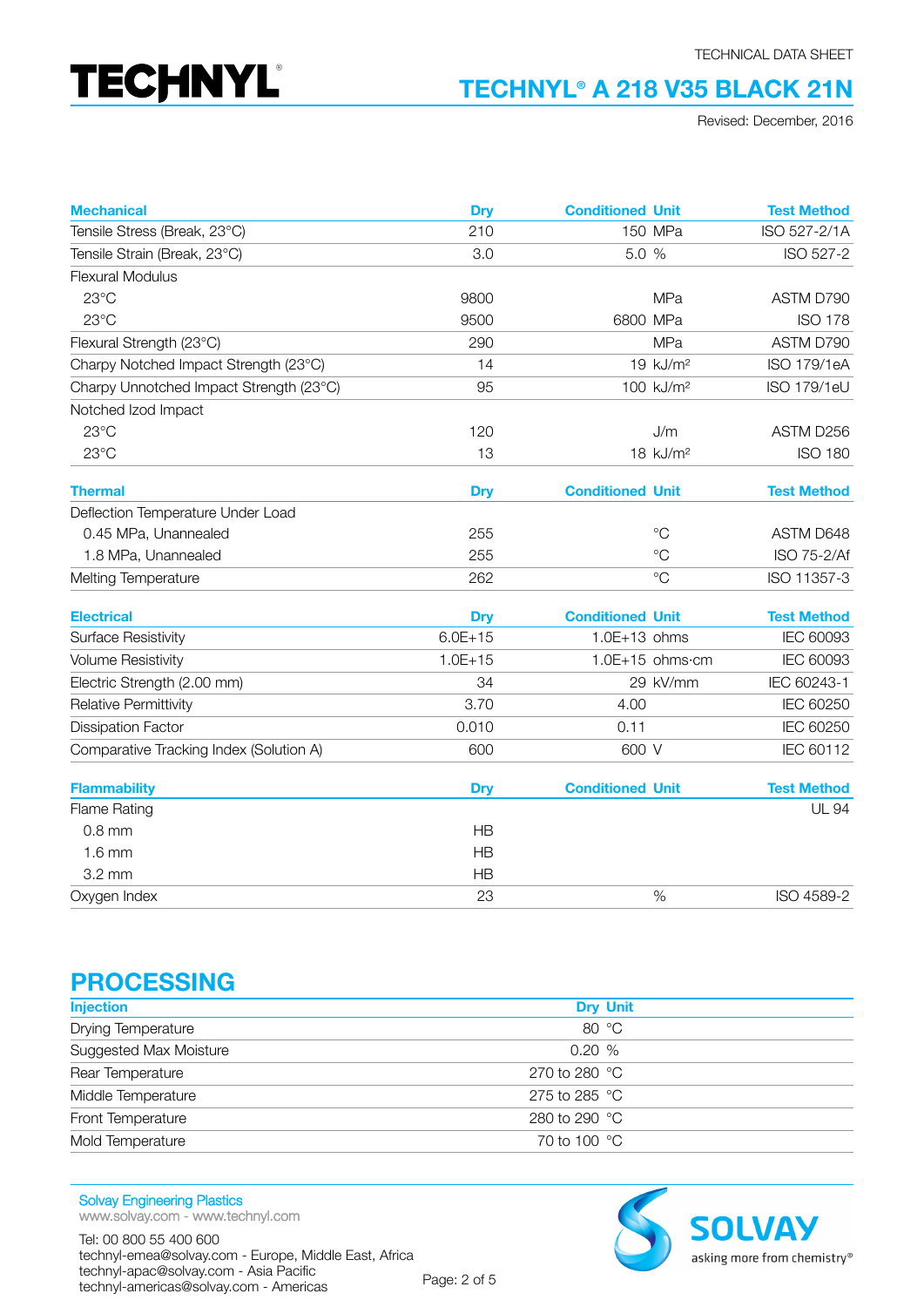TECHNICAL DATA SHEET

# TECHNYL® A 218 V35 BLACK 21N

Revised: December, 2016

| Mechanical | Dry | Conditioned | Unit | Test Method |
|---|---|---|---|---|
| Tensile Stress (Break, 23°C) | 210 | 150 | MPa | ISO 527-2/1A |
| Tensile Strain (Break, 23°C) | 3.0 | 5.0 | % | ISO 527-2 |
| Flexural Modulus | | | | |
| 23°C | 9800 | | MPa | ASTM D790 |
| 23°C | 9500 | 6800 | MPa | ISO 178 |
| Flexural Strength (23°C) | 290 | | MPa | ASTM D790 |
| Charpy Notched Impact Strength (23°C) | 14 | 19 | kJ/m² | ISO 179/1eA |
| Charpy Unnotched Impact Strength (23°C) | 95 | 100 | kJ/m² | ISO 179/1eU |
| Notched Izod Impact | | | | |
| 23°C | 120 | | J/m | ASTM D256 |
| 23°C | 13 | 18 | kJ/m² | ISO 180 |

| Thermal | Dry | Conditioned | Unit | Test Method |
|---|---|---|---|---|
| Deflection Temperature Under Load | | | | |
| 0.45 MPa, Unannealed | 255 | | °C | ASTM D648 |
| 1.8 MPa, Unannealed | 255 | | °C | ISO 75-2/Af |
| Melting Temperature | 262 | | °C | ISO 11357-3 |

| Electrical | Dry | Conditioned | Unit | Test Method |
|---|---|---|---|---|
| Surface Resistivity | 6.0E+15 | 1.0E+13 | ohms | IEC 60093 |
| Volume Resistivity | 1.0E+15 | 1.0E+15 | ohms·cm | IEC 60093 |
| Electric Strength (2.00 mm) | 34 | 29 | kV/mm | IEC 60243-1 |
| Relative Permittivity | 3.70 | 4.00 | | IEC 60250 |
| Dissipation Factor | 0.010 | 0.11 | | IEC 60250 |
| Comparative Tracking Index (Solution A) | 600 | 600 | V | IEC 60112 |

| Flammability | Dry | Conditioned | Unit | Test Method |
|---|---|---|---|---|
| Flame Rating | | | | UL 94 |
| 0.8 mm | HB | | | |
| 1.6 mm | HB | | | |
| 3.2 mm | HB | | | |
| Oxygen Index | 23 | | % | ISO 4589-2 |

## PROCESSING

| Injection | Dry | Unit |
|---|---|---|
| Drying Temperature | 80 | °C |
| Suggested Max Moisture | 0.20 | % |
| Rear Temperature | 270 to 280 | °C |
| Middle Temperature | 275 to 285 | °C |
| Front Temperature | 280 to 290 | °C |
| Mold Temperature | 70 to 100 | °C |

Solvay Engineering Plastics
www.solvay.com - www.technyl.com

Tel: 00 800 55 400 600
technyl-emea@solvay.com - Europe, Middle East, Africa
technyl-apac@solvay.com - Asia Pacific
technyl-americas@solvay.com - Americas

SOLVAY asking more from chemistry®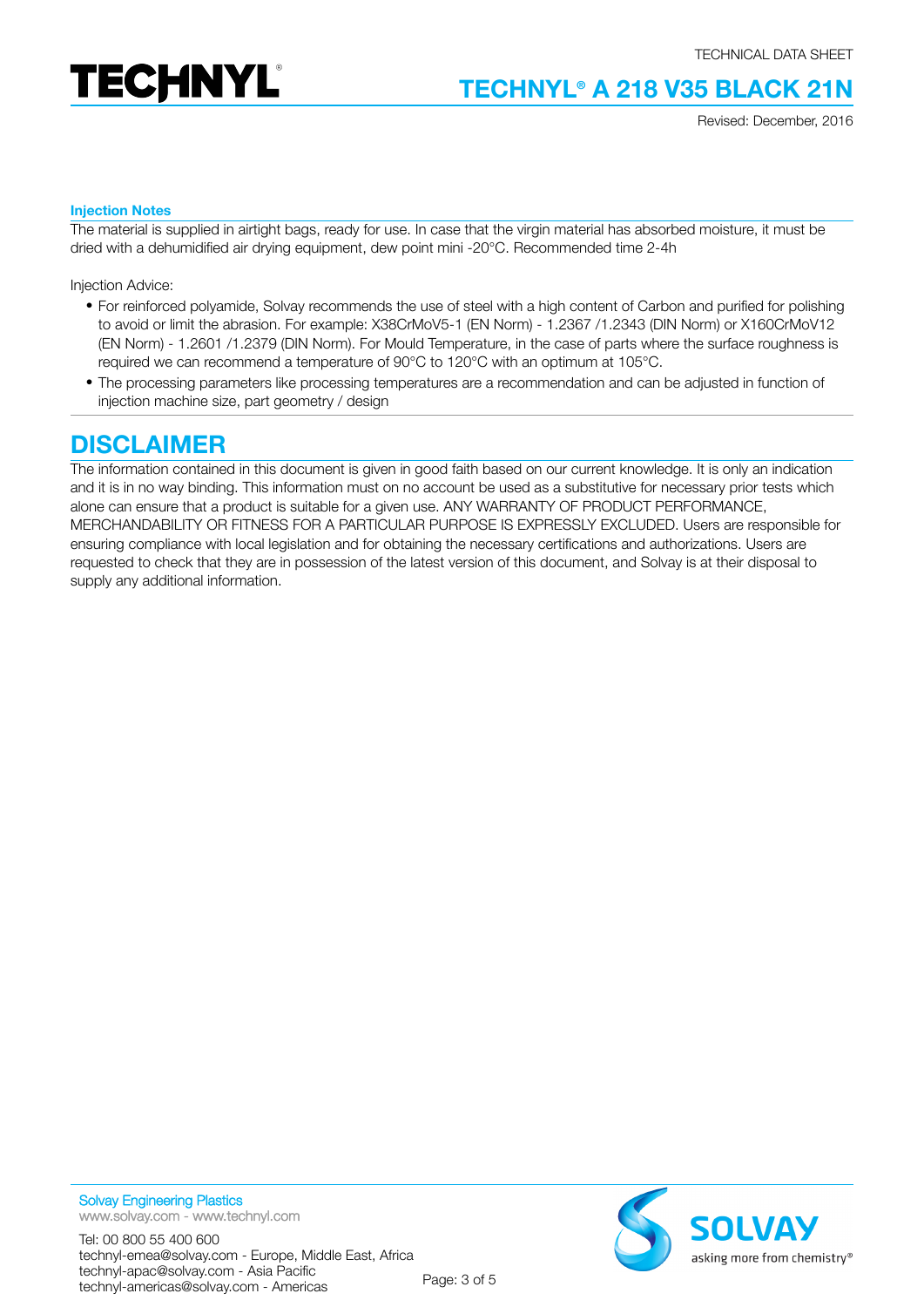### Injection Notes

The material is supplied in airtight bags, ready for use. In case that the virgin material has absorbed moisture, it must be dried with a dehumidified air drying equipment, dew point mini -20°C. Recommended time 2-4h

Injection Advice:

- For reinforced polyamide, Solvay recommends the use of steel with a high content of Carbon and purified for polishing to avoid or limit the abrasion. For example: X38CrMoV5-1 (EN Norm) - 1.2367 /1.2343 (DIN Norm) or X160CrMoV12 (EN Norm) - 1.2601 /1.2379 (DIN Norm). For Mould Temperature, in the case of parts where the surface roughness is required we can recommend a temperature of 90°C to 120°C with an optimum at 105°C.
- The processing parameters like processing temperatures are a recommendation and can be adjusted in function of injection machine size, part geometry / design

## DISCLAIMER

The information contained in this document is given in good faith based on our current knowledge. It is only an indication and it is in no way binding. This information must on no account be used as a substitutive for necessary prior tests which alone can ensure that a product is suitable for a given use. ANY WARRANTY OF PRODUCT PERFORMANCE, MERCHANDABILITY OR FITNESS FOR A PARTICULAR PURPOSE IS EXPRESSLY EXCLUDED. Users are responsible for ensuring compliance with local legislation and for obtaining the necessary certifications and authorizations. Users are requested to check that they are in possession of the latest version of this document, and Solvay is at their disposal to supply any additional information.

Solvay Engineering Plastics
www.solvay.com - www.technyl.com

Tel: 00 800 55 400 600
technyl-emea@solvay.com - Europe, Middle East, Africa
technyl-apac@solvay.com - Asia Pacific
technyl-americas@solvay.com - Americas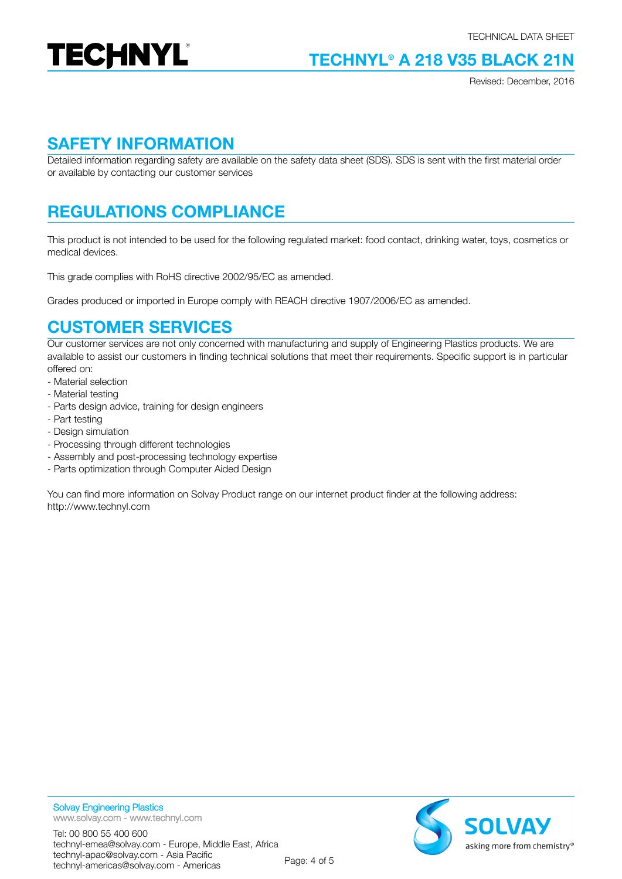## SAFETY INFORMATION

Detailed information regarding safety are available on the safety data sheet (SDS). SDS is sent with the first material order or available by contacting our customer services

## REGULATIONS COMPLIANCE

This product is not intended to be used for the following regulated market: food contact, drinking water, toys, cosmetics or medical devices.

This grade complies with RoHS directive 2002/95/EC as amended.

Grades produced or imported in Europe comply with REACH directive 1907/2006/EC as amended.

## CUSTOMER SERVICES

Our customer services are not only concerned with manufacturing and supply of Engineering Plastics products. We are available to assist our customers in finding technical solutions that meet their requirements. Specific support is in particular offered on:

- Material selection
- Material testing
- Parts design advice, training for design engineers
- Part testing
- Design simulation
- Processing through different technologies
- Assembly and post-processing technology expertise
- Parts optimization through Computer Aided Design

You can find more information on Solvay Product range on our internet product finder at the following address:
http://www.technyl.com

Solvay Engineering Plastics
www.solvay.com - www.technyl.com

Tel: 00 800 55 400 600
technyl-emea@solvay.com - Europe, Middle East, Africa
technyl-apac@solvay.com - Asia Pacific
technyl-americas@solvay.com - Americas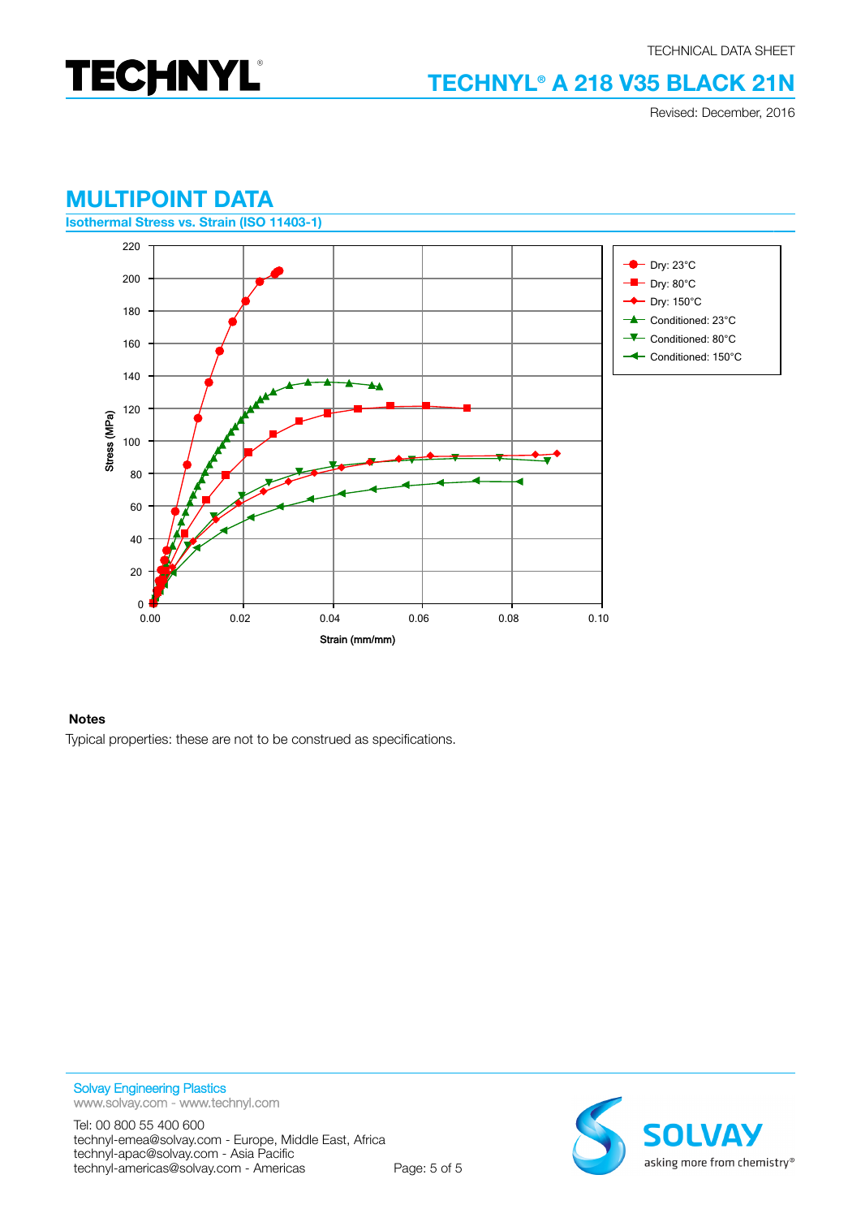# MULTIPOINT DATA

**Isothermal Stress vs. Strain (ISO 11403-1)**

Stress (MPa)

220
200
180
160
140
120
100
80
60
40
20
0

0.00 0.02 0.04 0.06 0.08 0.10

Strain (mm/mm)

Dry: 23°C
Dry: 80°C
Dry: 150°C
Conditioned: 23°C
Conditioned: 80°C
Conditioned: 150°C

**Notes**

Typical properties: these are not to be construed as specifications.

Solvay Engineering Plastics
www.solvay.com - www.technyl.com

Tel: 00 800 55 400 600
technyl-emea@solvay.com - Europe, Middle East, Africa
technyl-apac@solvay.com - Asia Pacific
technyl-americas@solvay.com - Americas